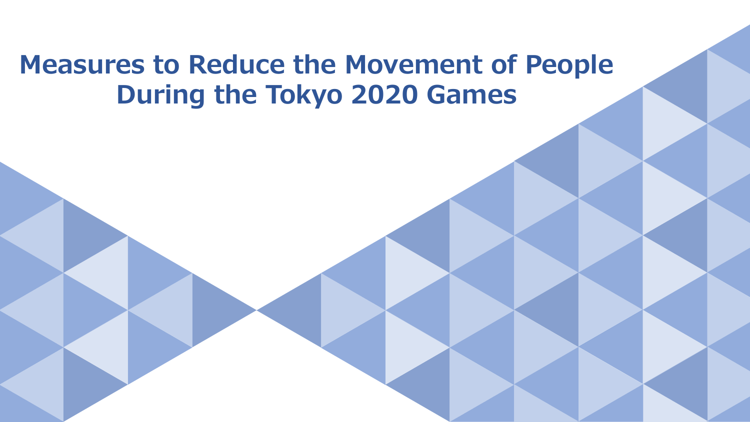# Measures to Reduce the Movement of People During the Tokyo 2020 Games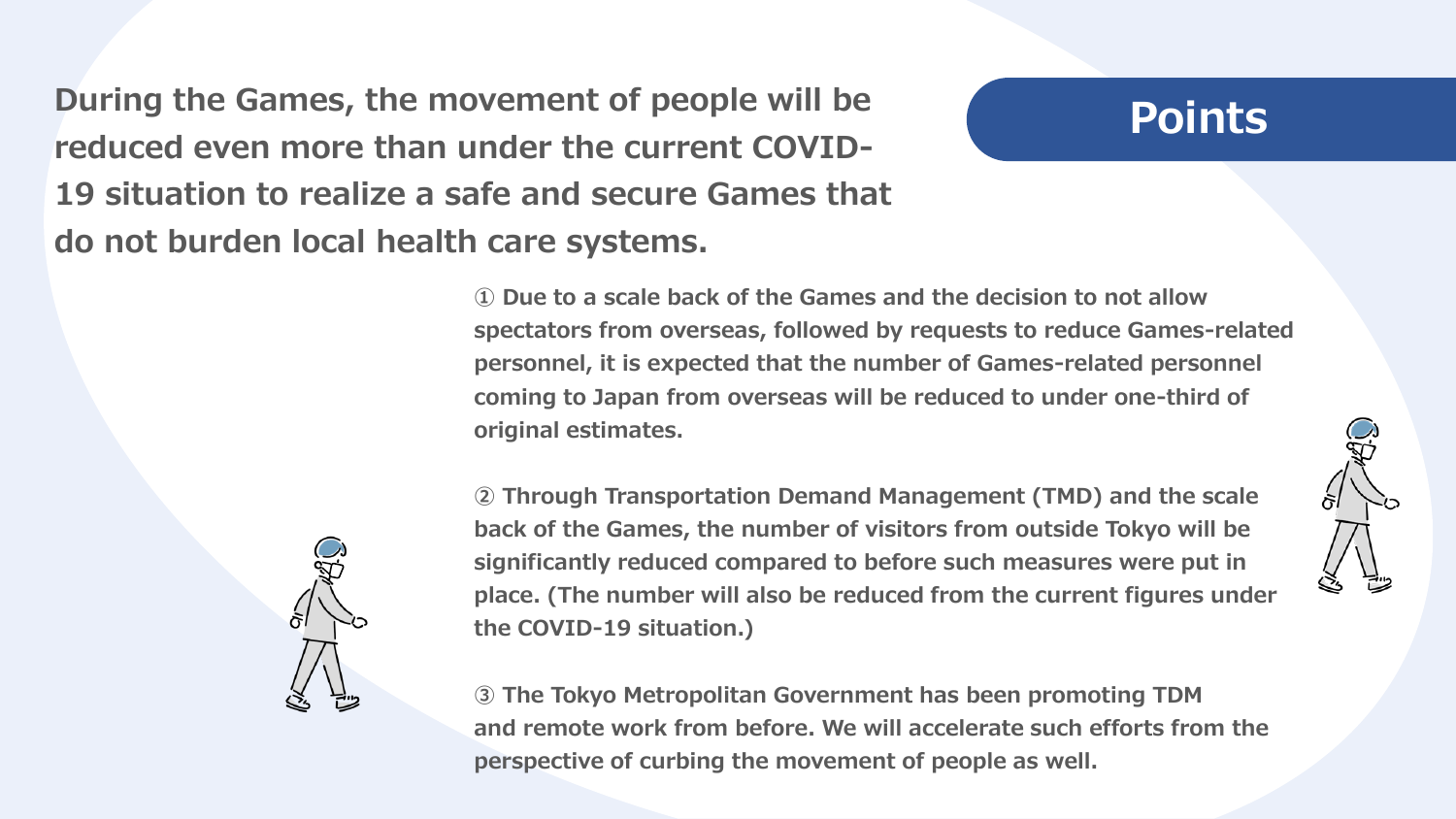## Points

**During the Games, the movement of people will be reduced even more than under the current COVID-19 situation to realize a safe and secure Games that do not burden local health care systems.**

**① Due to a scale back of the Games and the decision to not allow spectators from overseas, followed by requests to reduce Games-related personnel, it is expected that the number of Games-related personnel coming to Japan from overseas will be reduced to under one-third of original estimates.**

**② Through Transportation Demand Management (TMD) and the scale back of the Games, the number of visitors from outside Tokyo will be significantly reduced compared to before such measures were put in place. (The number will also be reduced from the current figures under the COVID-19 situation.)**

**③ The Tokyo Metropolitan Government has been promoting TDM and remote work from before. We will accelerate such efforts from the perspective of curbing the movement of people as well.**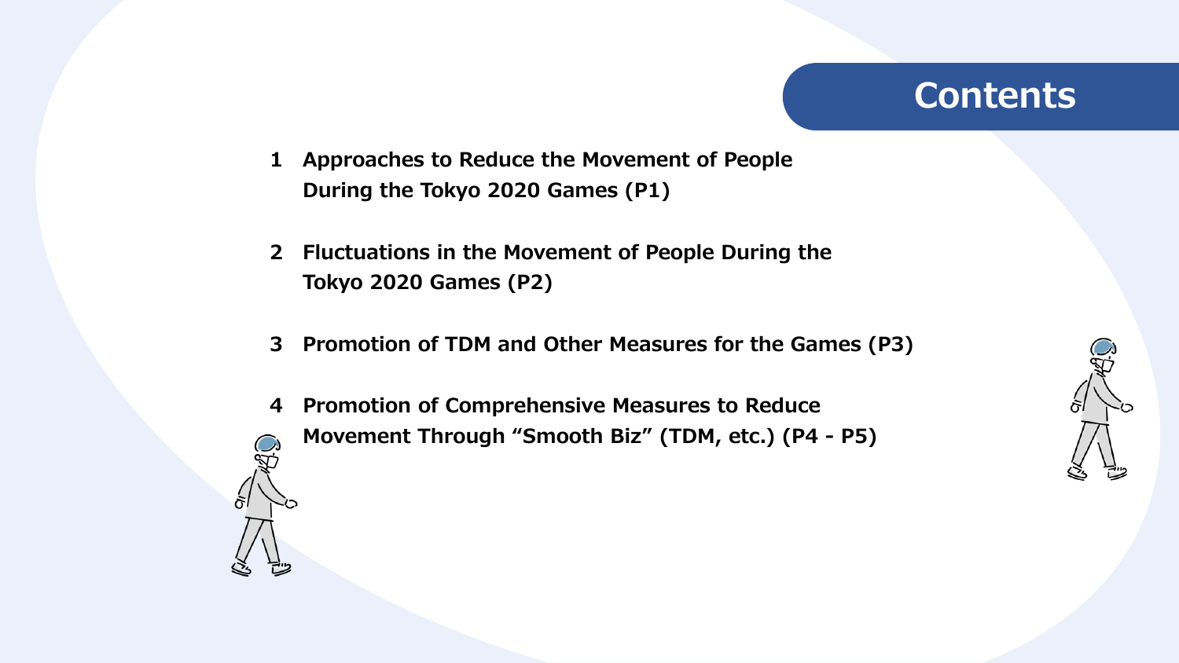# Contents

1. **Approaches to Reduce the Movement of People During the Tokyo 2020 Games (P1)**

2. **Fluctuations in the Movement of People During the Tokyo 2020 Games (P2)**

3. **Promotion of TDM and Other Measures for the Games (P3)**

4. **Promotion of Comprehensive Measures to Reduce Movement Through "Smooth Biz" (TDM, etc.) (P4 - P5)**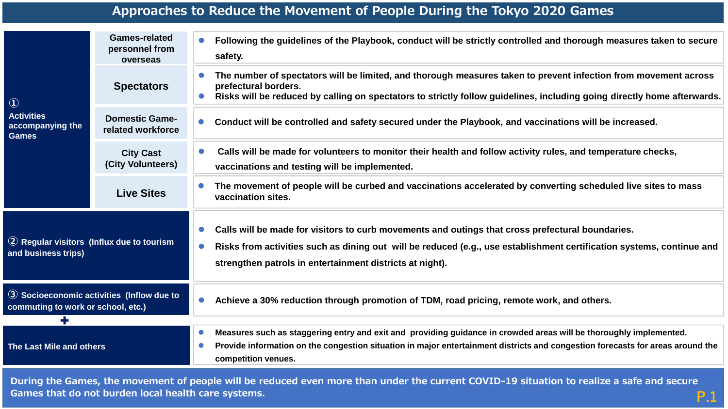# Approaches to Reduce the Movement of People During the Tokyo 2020 Games

## ① Activities accompanying the Games

| Category | Measures |
| --- | --- |
| Games-related personnel from overseas | • Following the guidelines of the Playbook, conduct will be strictly controlled and thorough measures taken to secure safety. |
| Spectators | • The number of spectators will be limited, and thorough measures taken to prevent infection from movement across prefectural borders.<br>• Risks will be reduced by calling on spectators to strictly follow guidelines, including going directly home afterwards. |
| Domestic Game-related workforce | • Conduct will be controlled and safety secured under the Playbook, and vaccinations will be increased. |
| City Cast (City Volunteers) | • Calls will be made for volunteers to monitor their health and follow activity rules, and temperature checks, vaccinations and testing will be implemented. |
| Live Sites | • The movement of people will be curbed and vaccinations accelerated by converting scheduled live sites to mass vaccination sites. |

## ② Regular visitors (Influx due to tourism and business trips)

- Calls will be made for visitors to curb movements and outings that cross prefectural boundaries.
- Risks from activities such as dining out will be reduced (e.g., use establishment certification systems, continue and strengthen patrols in entertainment districts at night).

## ③ Socioeconomic activities (Inflow due to commuting to work or school, etc.)

- Achieve a 30% reduction through promotion of TDM, road pricing, remote work, and others.

## ＋ The Last Mile and others

- Measures such as staggering entry and exit and providing guidance in crowded areas will be thoroughly implemented.
- Provide information on the congestion situation in major entertainment districts and congestion forecasts for areas around the competition venues.

**During the Games, the movement of people will be reduced even more than under the current COVID-19 situation to realize a safe and secure Games that do not burden local health care systems.**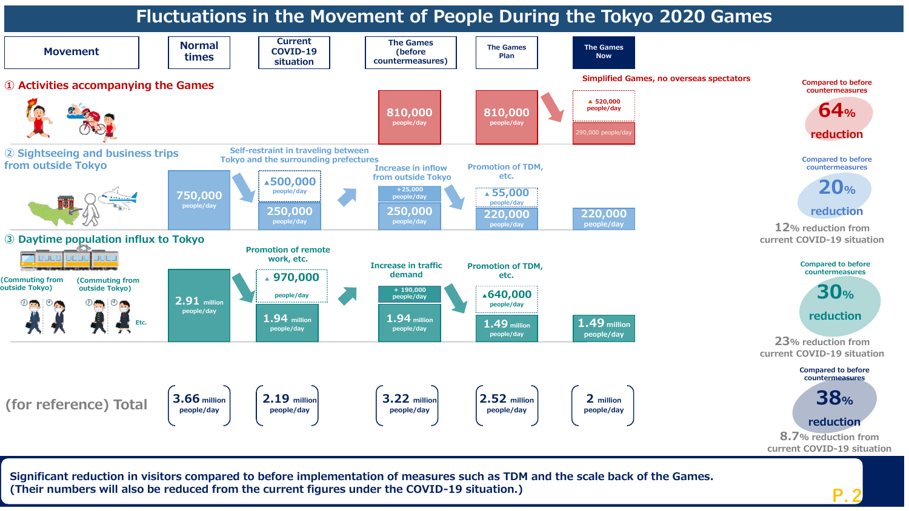# Fluctuations in the Movement of People During the Tokyo 2020 Games

| Movement | Normal times | Current COVID-19 situation | The Games (before countermeasures) | The Games Plan | The Games Now | Compared to before countermeasures |
|---|---|---|---|---|---|---|
| ① Activities accompanying the Games | | | 810,000 people/day | 810,000 people/day | Simplified Games, no overseas spectators<br>▲ 520,000 people/day<br>290,000 people/day | 64% reduction |
| ② Sightseeing and business trips from outside Tokyo | 750,000 people/day | Self-restraint in traveling between Tokyo and the surrounding prefectures<br>▲500,000 people/day<br>250,000 people/day | Increase in inflow from outside Tokyo<br>+25,000 people/day<br>250,000 people/day | Promotion of TDM, etc.<br>▲55,000 people/day<br>220,000 people/day | 220,000 people/day | 20% reduction<br>12% reduction from current COVID-19 situation |
| ③ Daytime population influx to Tokyo (Commuting from outside Tokyo) | 2.91 million people/day | Promotion of remote work, etc.<br>▲ 970,000 people/day<br>1.94 million people/day | Increase in traffic demand<br>+ 190,000 people/day<br>1.94 million people/day | Promotion of TDM, etc.<br>▲640,000 people/day<br>1.49 million people/day | 1.49 million people/day | 30% reduction<br>23% reduction from current COVID-19 situation |
| (for reference) Total | 3.66 million people/day | 2.19 million people/day | 3.22 million people/day | 2.52 million people/day | 2 million people/day | 38% reduction<br>8.7% reduction from current COVID-19 situation |

**Significant reduction in visitors compared to before implementation of measures such as TDM and the scale back of the Games.**
**(Their numbers will also be reduced from the current figures under the COVID-19 situation.)**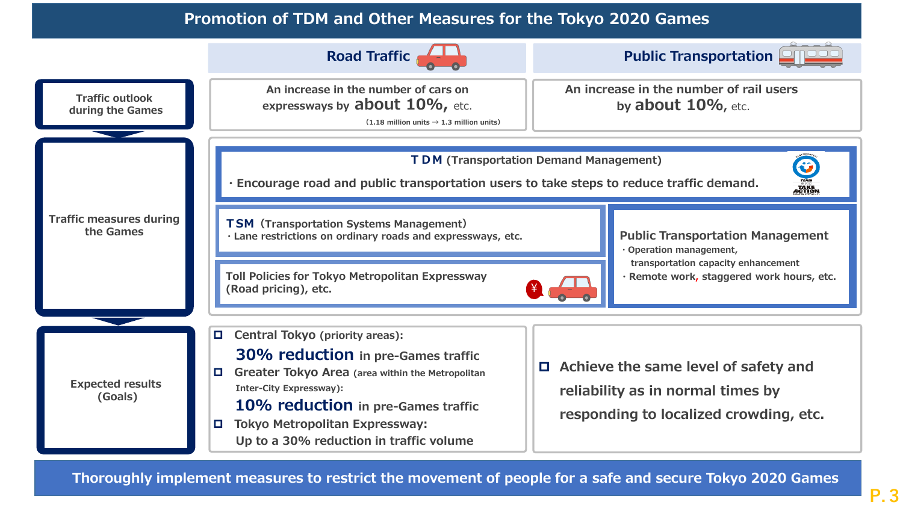# Promotion of TDM and Other Measures for the Tokyo 2020 Games

| | Road Traffic | Public Transportation |
|---|---|---|
| **Traffic outlook during the Games** | An increase in the number of cars on expressways by **about 10%,** etc. (1.18 million units → 1.3 million units) | An increase in the number of rail users by **about 10%,** etc. |

## Traffic measures during the Games

**T D M** (Transportation Demand Management)

・Encourage road and public transportation users to take steps to reduce traffic demand.

**TSM** (Transportation Systems Management)

・Lane restrictions on ordinary roads and expressways, etc.

**Toll Policies for Tokyo Metropolitan Expressway (Road pricing), etc.**

**Public Transportation Management**

・Operation management, transportation capacity enhancement

・Remote work, staggered work hours, etc.

## Expected results (Goals)

**Road Traffic**

- Central Tokyo (priority areas):
  **30% reduction** in pre-Games traffic
- Greater Tokyo Area (area within the Metropolitan Inter-City Expressway):
  **10% reduction** in pre-Games traffic
- Tokyo Metropolitan Expressway:
  Up to a 30% reduction in traffic volume

**Public Transportation**

- Achieve the same level of safety and reliability as in normal times by responding to localized crowding, etc.

**Thoroughly implement measures to restrict the movement of people for a safe and secure Tokyo 2020 Games**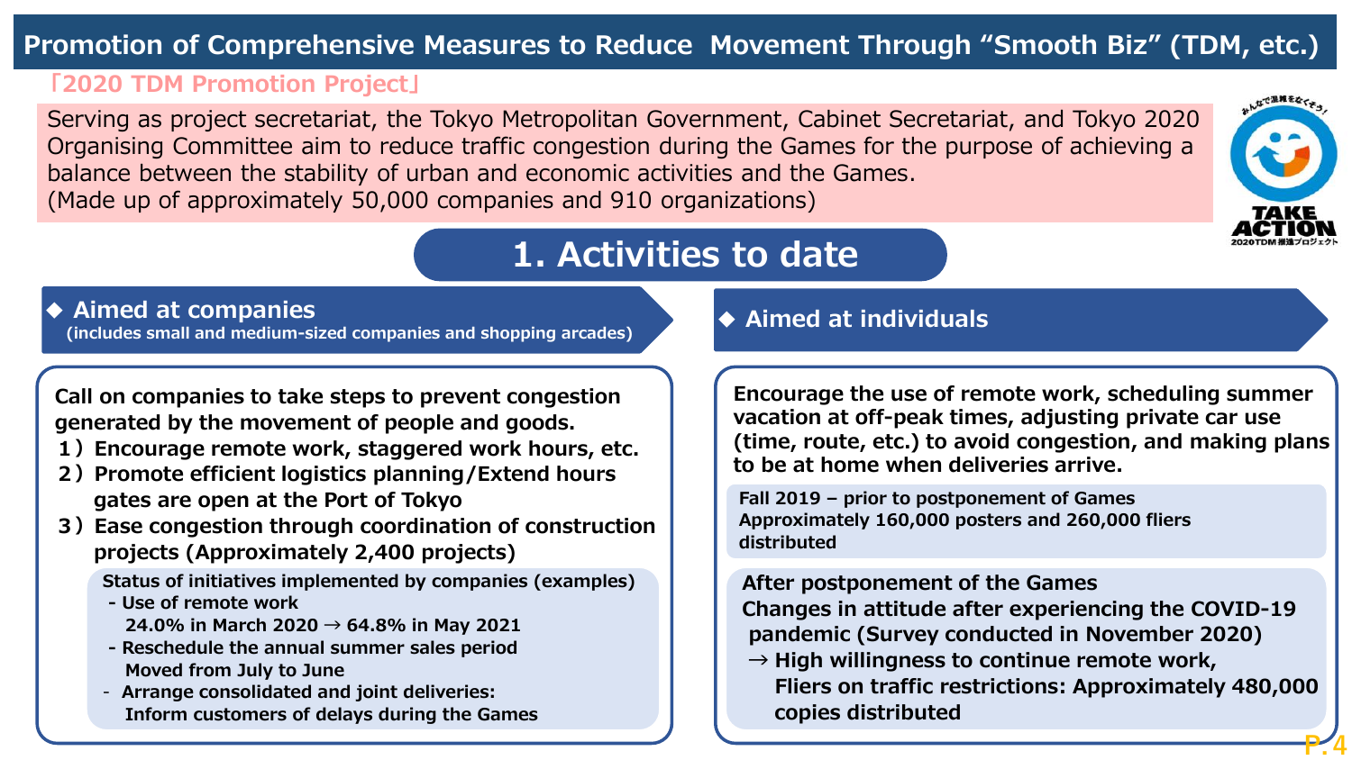# Promotion of Comprehensive Measures to Reduce Movement Through "Smooth Biz" (TDM, etc.)

「2020 TDM Promotion Project」

Serving as project secretariat, the Tokyo Metropolitan Government, Cabinet Secretariat, and Tokyo 2020 Organising Committee aim to reduce traffic congestion during the Games for the purpose of achieving a balance between the stability of urban and economic activities and the Games.
(Made up of approximately 50,000 companies and 910 organizations)

## 1. Activities to date

### ◆ Aimed at companies
**(includes small and medium-sized companies and shopping arcades)**

**Call on companies to take steps to prevent congestion generated by the movement of people and goods.**

1）Encourage remote work, staggered work hours, etc.
2）Promote efficient logistics planning/Extend hours gates are open at the Port of Tokyo
3）Ease congestion through coordination of construction projects (Approximately 2,400 projects)

**Status of initiatives implemented by companies (examples)**

- Use of remote work
  24.0% in March 2020 → 64.8% in May 2021
- Reschedule the annual summer sales period
  Moved from July to June
- Arrange consolidated and joint deliveries:
  Inform customers of delays during the Games

### ◆ Aimed at individuals

**Encourage the use of remote work, scheduling summer vacation at off-peak times, adjusting private car use (time, route, etc.) to avoid congestion, and making plans to be at home when deliveries arrive.**

**Fall 2019 – prior to postponement of Games**
Approximately 160,000 posters and 260,000 fliers distributed

**After postponement of the Games**
Changes in attitude after experiencing the COVID-19 pandemic (Survey conducted in November 2020)
→ High willingness to continue remote work,
Fliers on traffic restrictions: Approximately 480,000 copies distributed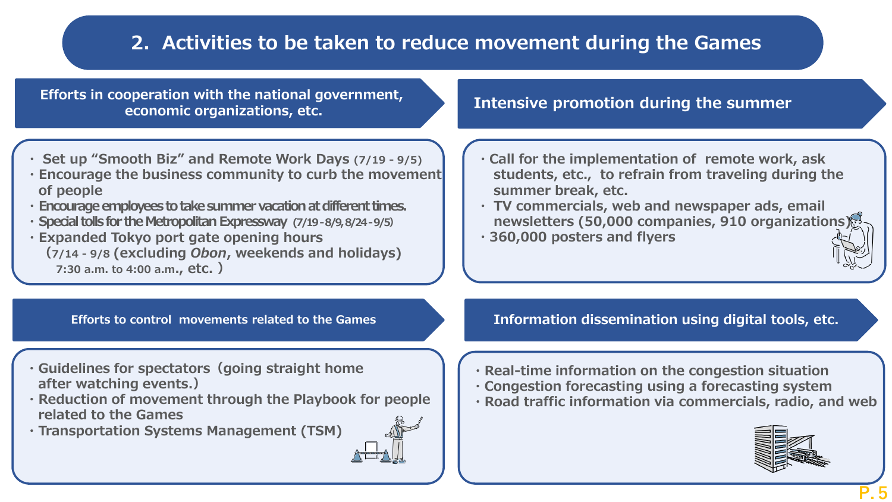# 2. Activities to be taken to reduce movement during the Games

## Efforts in cooperation with the national government, economic organizations, etc.

- Set up "Smooth Biz" and Remote Work Days (7/19 - 9/5)
- Encourage the business community to curb the movement of people
- Encourage employees to take summer vacation at different times.
- Special tolls for the Metropolitan Expressway (7/19-8/9, 8/24-9/5)
- Expanded Tokyo port gate opening hours (7/14 - 9/8 (excluding *Obon*, weekends and holidays) 7:30 a.m. to 4:00 a.m., etc. )

## Intensive promotion during the summer

- Call for the implementation of remote work, ask students, etc., to refrain from traveling during the summer break, etc.
- TV commercials, web and newspaper ads, email newsletters (50,000 companies, 910 organizations)
- 360,000 posters and flyers

## Efforts to control movements related to the Games

- Guidelines for spectators (going straight home after watching events.)
- Reduction of movement through the Playbook for people related to the Games
- Transportation Systems Management (TSM)

## Information dissemination using digital tools, etc.

- Real-time information on the congestion situation
- Congestion forecasting using a forecasting system
- Road traffic information via commercials, radio, and web